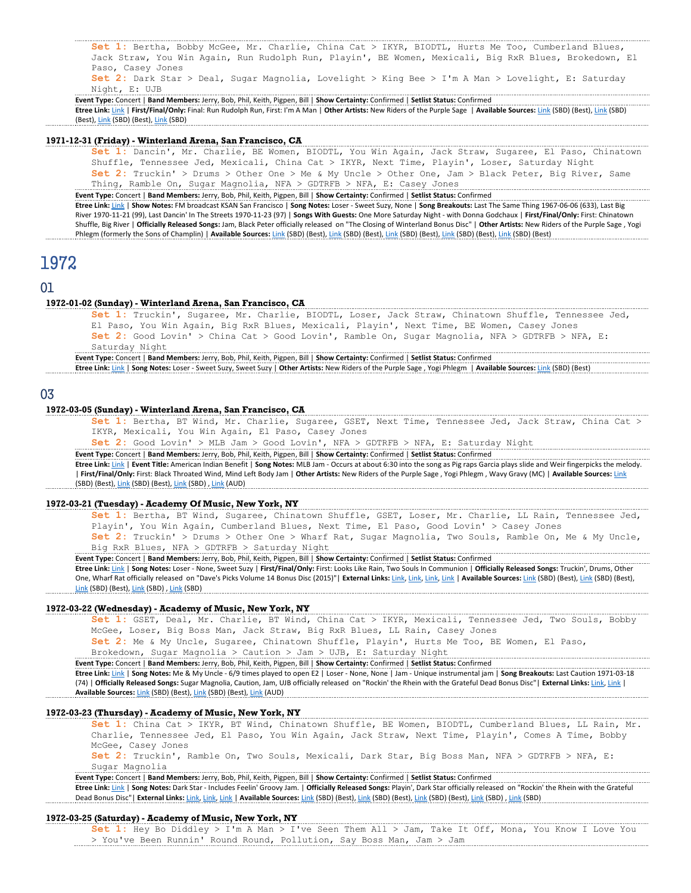**Set 1:** Bertha, Bobby McGee, Mr. Charlie, China Cat > IKYR, BIODTL, Hurts Me Too, Cumberland Blues, Jack Straw, You Win Again, Run Rudolph Run, Playin', BE Women, Mexicali, Big RxR Blues, Brokedown, El Paso, Casey Jones
**Set 2:** Dark Star > Deal, Sugar Magnolia, Lovelight > King Bee > I'm A Man > Lovelight, E: Saturday Night, E: UJB

**Event Type:** Concert | **Band Members:** Jerry, Bob, Phil, Keith, Pigpen, Bill | **Show Certainty:** Confirmed | **Setlist Status:** Confirmed

**Etree Link:** Link | **First/Final/Only:** Final: Run Rudolph Run, First: I'm A Man | **Other Artists:** New Riders of the Purple Sage | **Available Sources:** Link (SBD) (Best), Link (SBD) (Best), Link (SBD) (Best), Link (SBD)

### 1971-12-31 (Friday) - Winterland Arena, San Francisco, CA

**Set 1:** Dancin', Mr. Charlie, BE Women, BIODTL, You Win Again, Jack Straw, Sugaree, El Paso, Chinatown Shuffle, Tennessee Jed, Mexicali, China Cat > IKYR, Next Time, Playin', Loser, Saturday Night
**Set 2:** Truckin' > Other One > Me & My Uncle > Other One, Jam > Black Peter, Big River, Same Thing, Ramble On, Sugar Magnolia, NFA > GDTRFB > NFA, E: Casey Jones

**Event Type:** Concert | **Band Members:** Jerry, Bob, Phil, Keith, Pigpen, Bill | **Show Certainty:** Confirmed | **Setlist Status:** Confirmed

**Etree Link:** Link | **Show Notes:** FM broadcast KSAN San Francisco | **Song Notes:** Loser - Sweet Suzy, None | **Song Breakouts:** Last The Same Thing 1967-06-06 (633), Last Big River 1970-11-21 (99), Last Dancin' In The Streets 1970-11-23 (97) | **Songs With Guests:** One More Saturday Night - with Donna Godchaux | **First/Final/Only:** First: Chinatown Shuffle, Big River | **Officially Released Songs:** Jam, Black Peter officially released on "The Closing of Winterland Bonus Disc" | **Other Artists:** New Riders of the Purple Sage , Yogi Phlegm (formerly the Sons of Champlin) | **Available Sources:** Link (SBD) (Best), Link (SBD) (Best), Link (SBD) (Best), Link (SBD) (Best), Link (SBD) (Best)

# 1972

## 01

### 1972-01-02 (Sunday) - Winterland Arena, San Francisco, CA

**Set 1:** Truckin', Sugaree, Mr. Charlie, BIODTL, Loser, Jack Straw, Chinatown Shuffle, Tennessee Jed, El Paso, You Win Again, Big RxR Blues, Mexicali, Playin', Next Time, BE Women, Casey Jones
**Set 2:** Good Lovin' > China Cat > Good Lovin', Ramble On, Sugar Magnolia, NFA > GDTRFB > NFA, E: Saturday Night

**Event Type:** Concert | **Band Members:** Jerry, Bob, Phil, Keith, Pigpen, Bill | **Show Certainty:** Confirmed | **Setlist Status:** Confirmed

**Etree Link:** Link | **Song Notes:** Loser - Sweet Suzy, Sweet Suzy | **Other Artists:** New Riders of the Purple Sage , Yogi Phlegm | **Available Sources:** Link (SBD) (Best)

## 03

### 1972-03-05 (Sunday) - Winterland Arena, San Francisco, CA

**Set 1:** Bertha, BT Wind, Mr. Charlie, Sugaree, GSET, Next Time, Tennessee Jed, Jack Straw, China Cat > IKYR, Mexicali, You Win Again, El Paso, Casey Jones
**Set 2:** Good Lovin' > MLB Jam > Good Lovin', NFA > GDTRFB > NFA, E: Saturday Night

**Event Type:** Concert | **Band Members:** Jerry, Bob, Phil, Keith, Pigpen, Bill | **Show Certainty:** Confirmed | **Setlist Status:** Confirmed

**Etree Link:** Link | **Event Title:** American Indian Benefit | **Song Notes:** MLB Jam - Occurs at about 6:30 into the song as Pig raps Garcia plays slide and Weir fingerpicks the melody. | **First/Final/Only:** First: Black Throated Wind, Mind Left Body Jam | **Other Artists:** New Riders of the Purple Sage , Yogi Phlegm , Wavy Gravy (MC) | **Available Sources:** Link (SBD) (Best), Link (SBD) (Best), Link (SBD) , Link (AUD)

### 1972-03-21 (Tuesday) - Academy Of Music, New York, NY

**Set 1:** Bertha, BT Wind, Sugaree, Chinatown Shuffle, GSET, Loser, Mr. Charlie, LL Rain, Tennessee Jed, Playin', You Win Again, Cumberland Blues, Next Time, El Paso, Good Lovin' > Casey Jones
**Set 2:** Truckin' > Drums > Other One > Wharf Rat, Sugar Magnolia, Two Souls, Ramble On, Me & My Uncle, Big RxR Blues, NFA > GDTRFB > Saturday Night

**Event Type:** Concert | **Band Members:** Jerry, Bob, Phil, Keith, Pigpen, Bill | **Show Certainty:** Confirmed | **Setlist Status:** Confirmed

**Etree Link:** Link | **Song Notes:** Loser - None, Sweet Suzy | **First/Final/Only:** First: Looks Like Rain, Two Souls In Communion | **Officially Released Songs:** Truckin', Drums, Other One, Wharf Rat officially released on "Dave's Picks Volume 14 Bonus Disc (2015)"| **External Links:** Link, Link, Link, Link | **Available Sources:** Link (SBD) (Best), Link (SBD) (Best), Link (SBD) (Best), Link (SBD) , Link (SBD)

### 1972-03-22 (Wednesday) - Academy of Music, New York, NY

**Set 1:** GSET, Deal, Mr. Charlie, BT Wind, China Cat > IKYR, Mexicali, Tennessee Jed, Two Souls, Bobby McGee, Loser, Big Boss Man, Jack Straw, Big RxR Blues, LL Rain, Casey Jones
**Set 2:** Me & My Uncle, Sugaree, Chinatown Shuffle, Playin', Hurts Me Too, BE Women, El Paso, Brokedown, Sugar Magnolia > Caution > Jam > UJB, E: Saturday Night

**Event Type:** Concert | **Band Members:** Jerry, Bob, Phil, Keith, Pigpen, Bill | **Show Certainty:** Confirmed | **Setlist Status:** Confirmed

**Etree Link:** Link | **Song Notes:** Me & My Uncle - 6/9 times played to open E2 | Loser - None, None | Jam - Unique instrumental jam | **Song Breakouts:** Last Caution 1971-03-18 (74) | **Officially Released Songs:** Sugar Magnolia, Caution, Jam, UJB officially released on "Rockin' the Rhein with the Grateful Dead Bonus Disc"| **External Links:** Link, Link | **Available Sources:** Link (SBD) (Best), Link (SBD) (Best), Link (AUD)

### 1972-03-23 (Thursday) - Academy of Music, New York, NY

**Set 1:** China Cat > IKYR, BT Wind, Chinatown Shuffle, BE Women, BIODTL, Cumberland Blues, LL Rain, Mr. Charlie, Tennessee Jed, El Paso, You Win Again, Jack Straw, Next Time, Playin', Comes A Time, Bobby McGee, Casey Jones
**Set 2:** Truckin', Ramble On, Two Souls, Mexicali, Dark Star, Big Boss Man, NFA > GDTRFB > NFA, E: Sugar Magnolia

**Event Type:** Concert | **Band Members:** Jerry, Bob, Phil, Keith, Pigpen, Bill | **Show Certainty:** Confirmed | **Setlist Status:** Confirmed

**Etree Link:** Link | **Song Notes:** Dark Star - Includes Feelin' Groovy Jam. | **Officially Released Songs:** Playin', Dark Star officially released on "Rockin' the Rhein with the Grateful Dead Bonus Disc"| **External Links:** Link, Link, Link | **Available Sources:** Link (SBD) (Best), Link (SBD) (Best), Link (SBD) (Best), Link (SBD) , Link (SBD)

### 1972-03-25 (Saturday) - Academy of Music, New York, NY

**Set 1:** Hey Bo Diddley > I'm A Man > I've Seen Them All > Jam, Take It Off, Mona, You Know I Love You > You've Been Runnin' Round Round, Pollution, Say Boss Man, Jam > Jam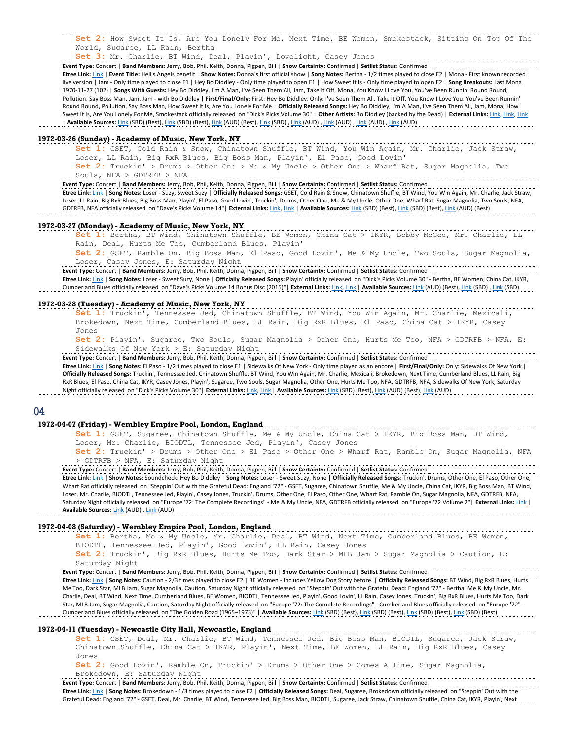**Set 2:** How Sweet It Is, Are You Lonely For Me, Next Time, BE Women, Smokestack, Sitting On Top Of The World, Sugaree, LL Rain, Bertha
**Set 3:** Mr. Charlie, BT Wind, Deal, Playin', Lovelight, Casey Jones

**Event Type:** Concert | **Band Members:** Jerry, Bob, Phil, Keith, Donna, Pigpen, Bill | **Show Certainty:** Confirmed | **Setlist Status:** Confirmed

**Etree Link:** Link | **Event Title:** Hell's Angels benefit | **Show Notes:** Donna's first official show | **Song Notes:** Bertha - 1/2 times played to close E2 | Mona - First known recorded live version | Jam - Only time played to close E1 | Hey Bo Diddley - Only time played to open E1 | How Sweet It Is - Only time played to open E2 | **Song Breakouts:** Last Mona 1970-11-27 (102) | **Songs With Guests:** Hey Bo Diddley, I'm A Man, I've Seen Them All, Jam, Take It Off, Mona, You Know I Love You, You've Been Runnin' Round Round, Pollution, Say Boss Man, Jam, Jam - with Bo Diddley | **First/Final/Only:** First: Hey Bo Diddley, Only: I've Seen Them All, Take It Off, You Know I Love You, You've Been Runnin' Round Round, Pollution, Say Boss Man, How Sweet It Is, Are You Lonely For Me | **Officially Released Songs:** Hey Bo Diddley, I'm A Man, I've Seen Them All, Jam, Mona, How Sweet It Is, Are You Lonely For Me, Smokestack officially released on "Dick's Picks Volume 30" | **Other Artists:** Bo Diddley (backed by the Dead) | **External Links:** Link, Link, Link | **Available Sources:** Link (SBD) (Best), Link (SBD) (Best), Link (AUD) (Best), Link (SBD) , Link (AUD) , Link (AUD) , Link (AUD) , Link (AUD)

### 1972-03-26 (Sunday) - Academy of Music, New York, NY

**Set 1:** GSET, Cold Rain & Snow, Chinatown Shuffle, BT Wind, You Win Again, Mr. Charlie, Jack Straw, Loser, LL Rain, Big RxR Blues, Big Boss Man, Playin', El Paso, Good Lovin'
**Set 2:** Truckin' > Drums > Other One > Me & My Uncle > Other One > Wharf Rat, Sugar Magnolia, Two Souls, NFA > GDTRFB > NFA

**Event Type:** Concert | **Band Members:** Jerry, Bob, Phil, Keith, Donna, Pigpen, Bill | **Show Certainty:** Confirmed | **Setlist Status:** Confirmed

**Etree Link:** Link | **Song Notes:** Loser - Suzy, Sweet Suzy | **Officially Released Songs:** GSET, Cold Rain & Snow, Chinatown Shuffle, BT Wind, You Win Again, Mr. Charlie, Jack Straw, Loser, LL Rain, Big RxR Blues, Big Boss Man, Playin', El Paso, Good Lovin', Truckin', Drums, Other One, Me & My Uncle, Other One, Wharf Rat, Sugar Magnolia, Two Souls, NFA, GDTRFB, NFA officially released on "Dave's Picks Volume 14"| **External Links:** Link, Link | **Available Sources:** Link (SBD) (Best), Link (SBD) (Best), Link (AUD) (Best)

### 1972-03-27 (Monday) - Academy of Music, New York, NY

**Set 1:** Bertha, BT Wind, Chinatown Shuffle, BE Women, China Cat > IKYR, Bobby McGee, Mr. Charlie, LL Rain, Deal, Hurts Me Too, Cumberland Blues, Playin'
**Set 2:** GSET, Ramble On, Big Boss Man, El Paso, Good Lovin', Me & My Uncle, Two Souls, Sugar Magnolia, Loser, Casey Jones, E: Saturday Night

**Event Type:** Concert | **Band Members:** Jerry, Bob, Phil, Keith, Donna, Pigpen, Bill | **Show Certainty:** Confirmed | **Setlist Status:** Confirmed

**Etree Link:** Link | **Song Notes:** Loser - Sweet Suzy, None | **Officially Released Songs:** Playin' officially released on "Dick's Picks Volume 30" - Bertha, BE Women, China Cat, IKYR, Cumberland Blues officially released on "Dave's Picks Volume 14 Bonus Disc (2015)"| **External Links:** Link, Link | **Available Sources:** Link (AUD) (Best), Link (SBD) , Link (SBD)

### 1972-03-28 (Tuesday) - Academy of Music, New York, NY

**Set 1:** Truckin', Tennessee Jed, Chinatown Shuffle, BT Wind, You Win Again, Mr. Charlie, Mexicali, Brokedown, Next Time, Cumberland Blues, LL Rain, Big RxR Blues, El Paso, China Cat > IKYR, Casey Jones
**Set 2:** Playin', Sugaree, Two Souls, Sugar Magnolia > Other One, Hurts Me Too, NFA > GDTRFB > NFA, E: Sidewalks Of New York > E: Saturday Night

**Event Type:** Concert | **Band Members:** Jerry, Bob, Phil, Keith, Donna, Pigpen, Bill | **Show Certainty:** Confirmed | **Setlist Status:** Confirmed

**Etree Link:** Link | **Song Notes:** El Paso - 1/2 times played to close E1 | Sidewalks Of New York - Only time played as an encore | **First/Final/Only:** Only: Sidewalks Of New York | **Officially Released Songs:** Truckin', Tennessee Jed, Chinatown Shuffle, BT Wind, You Win Again, Mr. Charlie, Mexicali, Brokedown, Next Time, Cumberland Blues, LL Rain, Big RxR Blues, El Paso, China Cat, IKYR, Casey Jones, Playin', Sugaree, Two Souls, Sugar Magnolia, Other One, Hurts Me Too, NFA, GDTRFB, NFA, Sidewalks Of New York, Saturday Night officially released on "Dick's Picks Volume 30"| **External Links:** Link, Link | **Available Sources:** Link (SBD) (Best), Link (AUD) (Best), Link (AUD)

## 04

### 1972-04-07 (Friday) - Wembley Empire Pool, London, England

**Set 1:** GSET, Sugaree, Chinatown Shuffle, Me & My Uncle, China Cat > IKYR, Big Boss Man, BT Wind, Loser, Mr. Charlie, BIODTL, Tennessee Jed, Playin', Casey Jones
**Set 2:** Truckin' > Drums > Other One > El Paso > Other One > Wharf Rat, Ramble On, Sugar Magnolia, NFA > GDTRFB > NFA, E: Saturday Night

**Event Type:** Concert | **Band Members:** Jerry, Bob, Phil, Keith, Donna, Pigpen, Bill | **Show Certainty:** Confirmed | **Setlist Status:** Confirmed

**Etree Link:** Link | **Show Notes:** Soundcheck: Hey Bo Diddley | **Song Notes:** Loser - Sweet Suzy, None | **Officially Released Songs:** Truckin', Drums, Other One, El Paso, Other One, Wharf Rat officially released on "Steppin' Out with the Grateful Dead: England '72" - GSET, Sugaree, Chinatown Shuffle, Me & My Uncle, China Cat, IKYR, Big Boss Man, BT Wind, Loser, Mr. Charlie, BIODTL, Tennessee Jed, Playin', Casey Jones, Truckin', Drums, Other One, El Paso, Other One, Wharf Rat, Ramble On, Sugar Magnolia, NFA, GDTRFB, NFA, Saturday Night officially released on "Europe '72: The Complete Recordings" - Me & My Uncle, NFA, GDTRFB officially released on "Europe '72 Volume 2"| **External Links:** Link | **Available Sources:** Link (AUD) , Link (AUD)

### 1972-04-08 (Saturday) - Wembley Empire Pool, London, England

**Set 1:** Bertha, Me & My Uncle, Mr. Charlie, Deal, BT Wind, Next Time, Cumberland Blues, BE Women, BIODTL, Tennessee Jed, Playin', Good Lovin', LL Rain, Casey Jones
**Set 2:** Truckin', Big RxR Blues, Hurts Me Too, Dark Star > MLB Jam > Sugar Magnolia > Caution, E: Saturday Night

**Event Type:** Concert | **Band Members:** Jerry, Bob, Phil, Keith, Donna, Pigpen, Bill | **Show Certainty:** Confirmed | **Setlist Status:** Confirmed

**Etree Link:** Link | **Song Notes:** Caution - 2/3 times played to close E2 | BE Women - Includes Yellow Dog Story before. | **Officially Released Songs:** BT Wind, Big RxR Blues, Hurts Me Too, Dark Star, MLB Jam, Sugar Magnolia, Caution, Saturday Night officially released on "Steppin' Out with the Grateful Dead: England '72" - Bertha, Me & My Uncle, Mr. Charlie, Deal, BT Wind, Next Time, Cumberland Blues, BE Women, BIODTL, Tennessee Jed, Playin', Good Lovin', LL Rain, Casey Jones, Truckin', Big RxR Blues, Hurts Me Too, Dark Star, MLB Jam, Sugar Magnolia, Caution, Saturday Night officially released on "Europe '72: The Complete Recordings" - Cumberland Blues officially released on "Europe '72" - Cumberland Blues officially released on "The Golden Road (1965–1973)" | **Available Sources:** Link (SBD) (Best), Link (SBD) (Best), Link (SBD) (Best), Link (SBD) (Best)

### 1972-04-11 (Tuesday) - Newcastle City Hall, Newcastle, England

**Set 1:** GSET, Deal, Mr. Charlie, BT Wind, Tennessee Jed, Big Boss Man, BIODTL, Sugaree, Jack Straw, Chinatown Shuffle, China Cat > IKYR, Playin', Next Time, BE Women, LL Rain, Big RxR Blues, Casey Jones
**Set 2:** Good Lovin', Ramble On, Truckin' > Drums > Other One > Comes A Time, Sugar Magnolia, Brokedown, E: Saturday Night

**Event Type:** Concert | **Band Members:** Jerry, Bob, Phil, Keith, Donna, Pigpen, Bill | **Show Certainty:** Confirmed | **Setlist Status:** Confirmed

**Etree Link:** Link | **Song Notes:** Brokedown - 1/3 times played to close E2 | **Officially Released Songs:** Deal, Sugaree, Brokedown officially released on "Steppin' Out with the Grateful Dead: England '72" - GSET, Deal, Mr. Charlie, BT Wind, Tennessee Jed, Big Boss Man, BIODTL, Sugaree, Jack Straw, Chinatown Shuffle, China Cat, IKYR, Playin', Next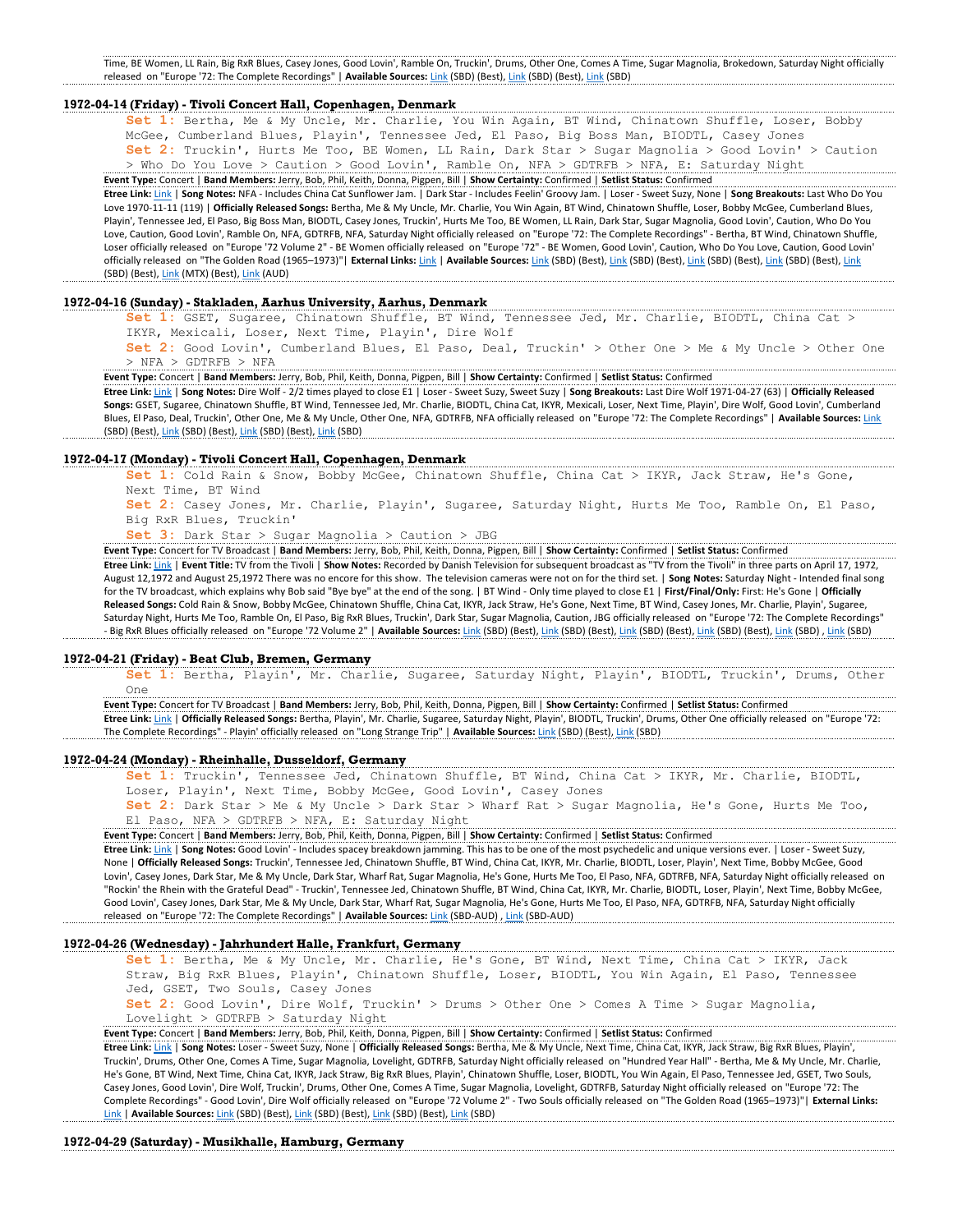Time, BE Women, LL Rain, Big RxR Blues, Casey Jones, Good Lovin', Ramble On, Truckin', Drums, Other One, Comes A Time, Sugar Magnolia, Brokedown, Saturday Night officially released on "Europe '72: The Complete Recordings" | **Available Sources:** Link (SBD) (Best), Link (SBD) (Best), Link (SBD)

### 1972-04-14 (Friday) - Tivoli Concert Hall, Copenhagen, Denmark

**Set 1:** Bertha, Me & My Uncle, Mr. Charlie, You Win Again, BT Wind, Chinatown Shuffle, Loser, Bobby McGee, Cumberland Blues, Playin', Tennessee Jed, El Paso, Big Boss Man, BIODTL, Casey Jones
**Set 2:** Truckin', Hurts Me Too, BE Women, LL Rain, Dark Star > Sugar Magnolia > Good Lovin' > Caution > Who Do You Love > Caution > Good Lovin', Ramble On, NFA > GDTRFB > NFA, E: Saturday Night

**Event Type:** Concert | **Band Members:** Jerry, Bob, Phil, Keith, Donna, Pigpen, Bill | **Show Certainty:** Confirmed | **Setlist Status:** Confirmed

**Etree Link:** Link | **Song Notes:** NFA - Includes China Cat Sunflower Jam. | Dark Star - Includes Feelin' Groovy Jam. | Loser - Sweet Suzy, None | **Song Breakouts:** Last Who Do You Love 1970-11-11 (119) | **Officially Released Songs:** Bertha, Me & My Uncle, Mr. Charlie, You Win Again, BT Wind, Chinatown Shuffle, Loser, Bobby McGee, Cumberland Blues, Playin', Tennessee Jed, El Paso, Big Boss Man, BIODTL, Casey Jones, Truckin', Hurts Me Too, BE Women, LL Rain, Dark Star, Sugar Magnolia, Good Lovin', Caution, Who Do You Love, Caution, Good Lovin', Ramble On, NFA, GDTRFB, NFA, Saturday Night officially released on "Europe '72: The Complete Recordings" - Bertha, BT Wind, Chinatown Shuffle, Loser officially released on "Europe '72 Volume 2" - BE Women officially released on "Europe '72" - BE Women, Good Lovin', Caution, Who Do You Love, Caution, Good Lovin' officially released on "The Golden Road (1965–1973)"| **External Links:** Link | **Available Sources:** Link (SBD) (Best), Link (SBD) (Best), Link (SBD) (Best), Link (SBD) (Best), Link (SBD) (Best), Link (MTX) (Best), Link (AUD)

### 1972-04-16 (Sunday) - Stakladen, Aarhus University, Aarhus, Denmark

**Set 1:** GSET, Sugaree, Chinatown Shuffle, BT Wind, Tennessee Jed, Mr. Charlie, BIODTL, China Cat > IKYR, Mexicali, Loser, Next Time, Playin', Dire Wolf
**Set 2:** Good Lovin', Cumberland Blues, El Paso, Deal, Truckin' > Other One > Me & My Uncle > Other One > NFA > GDTRFB > NFA

**Event Type:** Concert | **Band Members:** Jerry, Bob, Phil, Keith, Donna, Pigpen, Bill | **Show Certainty:** Confirmed | **Setlist Status:** Confirmed

**Etree Link:** Link | **Song Notes:** Dire Wolf - 2/2 times played to close E1 | Loser - Sweet Suzy, Sweet Suzy | **Song Breakouts:** Last Dire Wolf 1971-04-27 (63) | **Officially Released Songs:** GSET, Sugaree, Chinatown Shuffle, BT Wind, Tennessee Jed, Mr. Charlie, BIODTL, China Cat, IKYR, Mexicali, Loser, Next Time, Playin', Dire Wolf, Good Lovin', Cumberland Blues, El Paso, Deal, Truckin', Other One, Me & My Uncle, Other One, NFA, GDTRFB, NFA officially released on "Europe '72: The Complete Recordings" | **Available Sources:** Link (SBD) (Best), Link (SBD) (Best), Link (SBD) (Best), Link (SBD)

### 1972-04-17 (Monday) - Tivoli Concert Hall, Copenhagen, Denmark

**Set 1:** Cold Rain & Snow, Bobby McGee, Chinatown Shuffle, China Cat > IKYR, Jack Straw, He's Gone, Next Time, BT Wind
**Set 2:** Casey Jones, Mr. Charlie, Playin', Sugaree, Saturday Night, Hurts Me Too, Ramble On, El Paso, Big RxR Blues, Truckin'
**Set 3:** Dark Star > Sugar Magnolia > Caution > JBG

**Event Type:** Concert for TV Broadcast | **Band Members:** Jerry, Bob, Phil, Keith, Donna, Pigpen, Bill | **Show Certainty:** Confirmed | **Setlist Status:** Confirmed

**Etree Link:** Link | **Event Title:** TV from the Tivoli | **Show Notes:** Recorded by Danish Television for subsequent broadcast as "TV from the Tivoli" in three parts on April 17, 1972, August 12,1972 and August 25,1972 There was no encore for this show. The television cameras were not on for the third set. | **Song Notes:** Saturday Night - Intended final song for the TV broadcast, which explains why Bob said "Bye bye" at the end of the song. | BT Wind - Only time played to close E1 | **First/Final/Only:** First: He's Gone | **Officially Released Songs:** Cold Rain & Snow, Bobby McGee, Chinatown Shuffle, China Cat, IKYR, Jack Straw, He's Gone, Next Time, BT Wind, Casey Jones, Mr. Charlie, Playin', Sugaree, Saturday Night, Hurts Me Too, Ramble On, El Paso, Big RxR Blues, Truckin', Dark Star, Sugar Magnolia, Caution, JBG officially released on "Europe '72: The Complete Recordings" - Big RxR Blues officially released on "Europe '72 Volume 2" | **Available Sources:** Link (SBD) (Best), Link (SBD) (Best), Link (SBD) (Best), Link (SBD) (Best), Link (SBD) , Link (SBD)

### 1972-04-21 (Friday) - Beat Club, Bremen, Germany

**Set 1:** Bertha, Playin', Mr. Charlie, Sugaree, Saturday Night, Playin', BIODTL, Truckin', Drums, Other One

**Event Type:** Concert for TV Broadcast | **Band Members:** Jerry, Bob, Phil, Keith, Donna, Pigpen, Bill | **Show Certainty:** Confirmed | **Setlist Status:** Confirmed

**Etree Link:** Link | **Officially Released Songs:** Bertha, Playin', Mr. Charlie, Sugaree, Saturday Night, Playin', BIODTL, Truckin', Drums, Other One officially released on "Europe '72: The Complete Recordings" - Playin' officially released on "Long Strange Trip" | **Available Sources:** Link (SBD) (Best), Link (SBD)

### 1972-04-24 (Monday) - Rheinhalle, Dusseldorf, Germany

**Set 1:** Truckin', Tennessee Jed, Chinatown Shuffle, BT Wind, China Cat > IKYR, Mr. Charlie, BIODTL, Loser, Playin', Next Time, Bobby McGee, Good Lovin', Casey Jones
**Set 2:** Dark Star > Me & My Uncle > Dark Star > Wharf Rat > Sugar Magnolia, He's Gone, Hurts Me Too, El Paso, NFA > GDTRFB > NFA, E: Saturday Night

**Event Type:** Concert | **Band Members:** Jerry, Bob, Phil, Keith, Donna, Pigpen, Bill | **Show Certainty:** Confirmed | **Setlist Status:** Confirmed

**Etree Link:** Link | **Song Notes:** Good Lovin' - Includes spacey breakdown jamming. This has to be one of the most psychedelic and unique versions ever. | Loser - Sweet Suzy, None | **Officially Released Songs:** Truckin', Tennessee Jed, Chinatown Shuffle, BT Wind, China Cat, IKYR, Mr. Charlie, BIODTL, Loser, Playin', Next Time, Bobby McGee, Good Lovin', Casey Jones, Dark Star, Me & My Uncle, Dark Star, Wharf Rat, Sugar Magnolia, He's Gone, Hurts Me Too, El Paso, NFA, GDTRFB, NFA, Saturday Night officially released on "Rockin' the Rhein with the Grateful Dead" - Truckin', Tennessee Jed, Chinatown Shuffle, BT Wind, China Cat, IKYR, Mr. Charlie, BIODTL, Loser, Playin', Next Time, Bobby McGee, Good Lovin', Casey Jones, Dark Star, Me & My Uncle, Dark Star, Wharf Rat, Sugar Magnolia, He's Gone, Hurts Me Too, El Paso, NFA, GDTRFB, NFA, Saturday Night officially released on "Europe '72: The Complete Recordings" | **Available Sources:** Link (SBD-AUD) , Link (SBD-AUD)

### 1972-04-26 (Wednesday) - Jahrhundert Halle, Frankfurt, Germany

**Set 1:** Bertha, Me & My Uncle, Mr. Charlie, He's Gone, BT Wind, Next Time, China Cat > IKYR, Jack Straw, Big RxR Blues, Playin', Chinatown Shuffle, Loser, BIODTL, You Win Again, El Paso, Tennessee Jed, GSET, Two Souls, Casey Jones
**Set 2:** Good Lovin', Dire Wolf, Truckin' > Drums > Other One > Comes A Time > Sugar Magnolia, Lovelight > GDTRFB > Saturday Night

**Event Type:** Concert | **Band Members:** Jerry, Bob, Phil, Keith, Donna, Pigpen, Bill | **Show Certainty:** Confirmed | **Setlist Status:** Confirmed

**Etree Link:** Link | **Song Notes:** Loser - Sweet Suzy, None | **Officially Released Songs:** Bertha, Me & My Uncle, Next Time, China Cat, IKYR, Jack Straw, Big RxR Blues, Playin', Truckin', Drums, Other One, Comes A Time, Sugar Magnolia, Lovelight, GDTRFB, Saturday Night officially released on "Hundred Year Hall" - Bertha, Me & My Uncle, Mr. Charlie, He's Gone, BT Wind, Next Time, China Cat, IKYR, Jack Straw, Big RxR Blues, Playin', Chinatown Shuffle, Loser, BIODTL, You Win Again, El Paso, Tennessee Jed, GSET, Two Souls, Casey Jones, Good Lovin', Dire Wolf, Truckin', Drums, Other One, Comes A Time, Sugar Magnolia, Lovelight, GDTRFB, Saturday Night officially released on "Europe '72: The Complete Recordings" - Good Lovin', Dire Wolf officially released on "Europe '72 Volume 2" - Two Souls officially released on "The Golden Road (1965–1973)" | **External Links:** Link | **Available Sources:** Link (SBD) (Best), Link (SBD) (Best), Link (SBD) (Best), Link (SBD)

### 1972-04-29 (Saturday) - Musikhalle, Hamburg, Germany